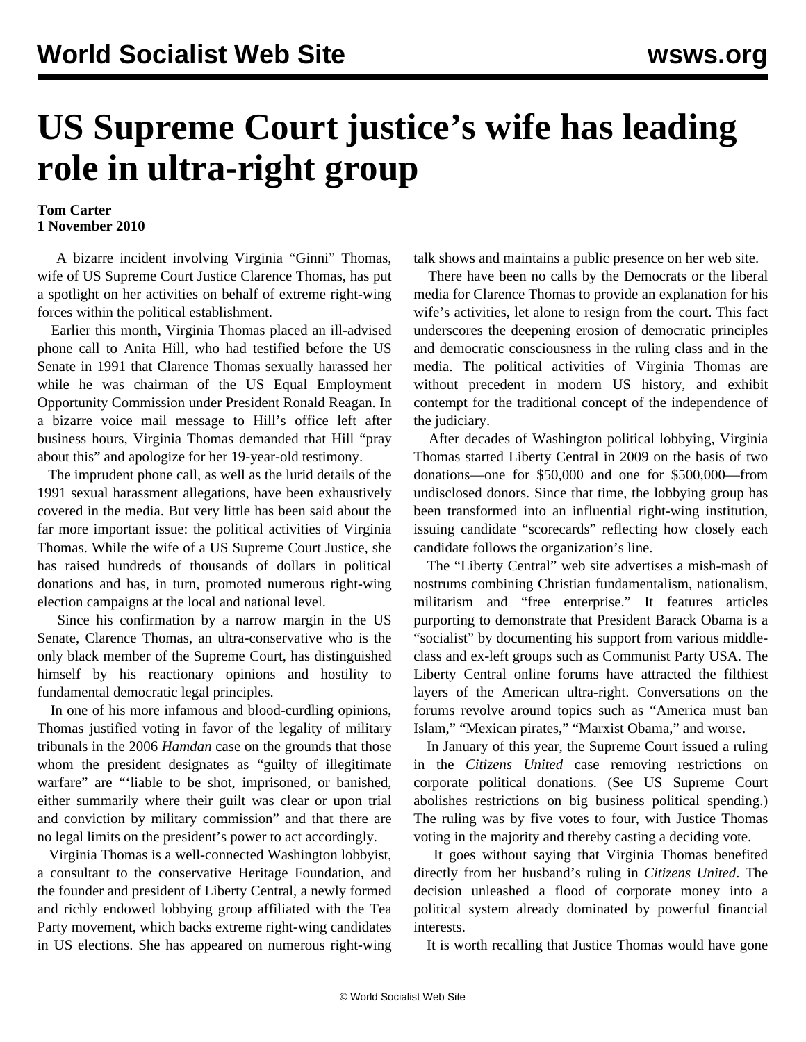# US Supreme Court justice's wife has leading role in ultra-right group

**Tom Carter**
**1 November 2010**

A bizarre incident involving Virginia "Ginni" Thomas, wife of US Supreme Court Justice Clarence Thomas, has put a spotlight on her activities on behalf of extreme right-wing forces within the political establishment.

Earlier this month, Virginia Thomas placed an ill-advised phone call to Anita Hill, who had testified before the US Senate in 1991 that Clarence Thomas sexually harassed her while he was chairman of the US Equal Employment Opportunity Commission under President Ronald Reagan. In a bizarre voice mail message to Hill's office left after business hours, Virginia Thomas demanded that Hill "pray about this" and apologize for her 19-year-old testimony.

The imprudent phone call, as well as the lurid details of the 1991 sexual harassment allegations, have been exhaustively covered in the media. But very little has been said about the far more important issue: the political activities of Virginia Thomas. While the wife of a US Supreme Court Justice, she has raised hundreds of thousands of dollars in political donations and has, in turn, promoted numerous right-wing election campaigns at the local and national level.

Since his confirmation by a narrow margin in the US Senate, Clarence Thomas, an ultra-conservative who is the only black member of the Supreme Court, has distinguished himself by his reactionary opinions and hostility to fundamental democratic legal principles.

In one of his more infamous and blood-curdling opinions, Thomas justified voting in favor of the legality of military tribunals in the 2006 *Hamdan* case on the grounds that those whom the president designates as "guilty of illegitimate warfare" are "'liable to be shot, imprisoned, or banished, either summarily where their guilt was clear or upon trial and conviction by military commission" and that there are no legal limits on the president's power to act accordingly.

Virginia Thomas is a well-connected Washington lobbyist, a consultant to the conservative Heritage Foundation, and the founder and president of Liberty Central, a newly formed and richly endowed lobbying group affiliated with the Tea Party movement, which backs extreme right-wing candidates in US elections. She has appeared on numerous right-wing talk shows and maintains a public presence on her web site.

There have been no calls by the Democrats or the liberal media for Clarence Thomas to provide an explanation for his wife's activities, let alone to resign from the court. This fact underscores the deepening erosion of democratic principles and democratic consciousness in the ruling class and in the media. The political activities of Virginia Thomas are without precedent in modern US history, and exhibit contempt for the traditional concept of the independence of the judiciary.

After decades of Washington political lobbying, Virginia Thomas started Liberty Central in 2009 on the basis of two donations—one for $50,000 and one for $500,000—from undisclosed donors. Since that time, the lobbying group has been transformed into an influential right-wing institution, issuing candidate "scorecards" reflecting how closely each candidate follows the organization's line.

The "Liberty Central" web site advertises a mish-mash of nostrums combining Christian fundamentalism, nationalism, militarism and "free enterprise." It features articles purporting to demonstrate that President Barack Obama is a "socialist" by documenting his support from various middle-class and ex-left groups such as Communist Party USA. The Liberty Central online forums have attracted the filthiest layers of the American ultra-right. Conversations on the forums revolve around topics such as "America must ban Islam," "Mexican pirates," "Marxist Obama," and worse.

In January of this year, the Supreme Court issued a ruling in the *Citizens United* case removing restrictions on corporate political donations. (See US Supreme Court abolishes restrictions on big business political spending.) The ruling was by five votes to four, with Justice Thomas voting in the majority and thereby casting a deciding vote.

It goes without saying that Virginia Thomas benefited directly from her husband's ruling in *Citizens United*. The decision unleashed a flood of corporate money into a political system already dominated by powerful financial interests.

It is worth recalling that Justice Thomas would have gone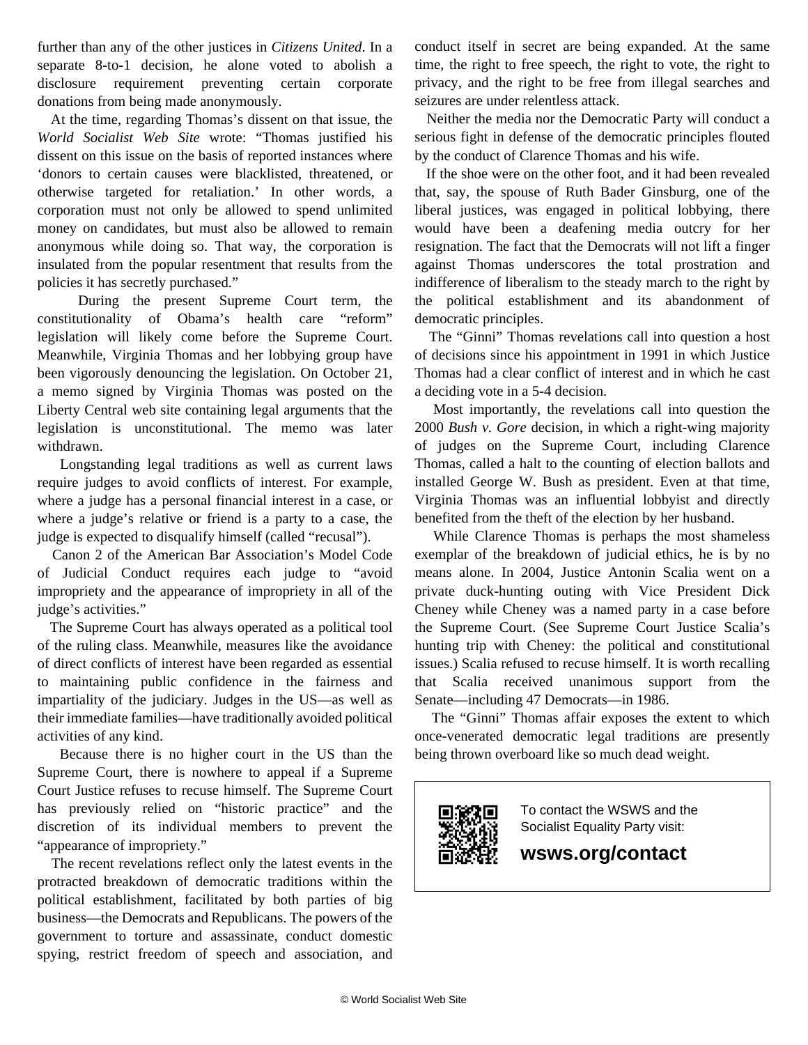further than any of the other justices in *Citizens United*. In a separate 8-to-1 decision, he alone voted to abolish a disclosure requirement preventing certain corporate donations from being made anonymously.

At the time, regarding Thomas's dissent on that issue, the *World Socialist Web Site* wrote: "Thomas justified his dissent on this issue on the basis of reported instances where 'donors to certain causes were blacklisted, threatened, or otherwise targeted for retaliation.' In other words, a corporation must not only be allowed to spend unlimited money on candidates, but must also be allowed to remain anonymous while doing so. That way, the corporation is insulated from the popular resentment that results from the policies it has secretly purchased."

During the present Supreme Court term, the constitutionality of Obama's health care "reform" legislation will likely come before the Supreme Court. Meanwhile, Virginia Thomas and her lobbying group have been vigorously denouncing the legislation. On October 21, a memo signed by Virginia Thomas was posted on the Liberty Central web site containing legal arguments that the legislation is unconstitutional. The memo was later withdrawn.

Longstanding legal traditions as well as current laws require judges to avoid conflicts of interest. For example, where a judge has a personal financial interest in a case, or where a judge's relative or friend is a party to a case, the judge is expected to disqualify himself (called "recusal").

Canon 2 of the American Bar Association's Model Code of Judicial Conduct requires each judge to "avoid impropriety and the appearance of impropriety in all of the judge's activities."

The Supreme Court has always operated as a political tool of the ruling class. Meanwhile, measures like the avoidance of direct conflicts of interest have been regarded as essential to maintaining public confidence in the fairness and impartiality of the judiciary. Judges in the US—as well as their immediate families—have traditionally avoided political activities of any kind.

Because there is no higher court in the US than the Supreme Court, there is nowhere to appeal if a Supreme Court Justice refuses to recuse himself. The Supreme Court has previously relied on "historic practice" and the discretion of its individual members to prevent the "appearance of impropriety."

The recent revelations reflect only the latest events in the protracted breakdown of democratic traditions within the political establishment, facilitated by both parties of big business—the Democrats and Republicans. The powers of the government to torture and assassinate, conduct domestic spying, restrict freedom of speech and association, and conduct itself in secret are being expanded. At the same time, the right to free speech, the right to vote, the right to privacy, and the right to be free from illegal searches and seizures are under relentless attack.

Neither the media nor the Democratic Party will conduct a serious fight in defense of the democratic principles flouted by the conduct of Clarence Thomas and his wife.

If the shoe were on the other foot, and it had been revealed that, say, the spouse of Ruth Bader Ginsburg, one of the liberal justices, was engaged in political lobbying, there would have been a deafening media outcry for her resignation. The fact that the Democrats will not lift a finger against Thomas underscores the total prostration and indifference of liberalism to the steady march to the right by the political establishment and its abandonment of democratic principles.

The "Ginni" Thomas revelations call into question a host of decisions since his appointment in 1991 in which Justice Thomas had a clear conflict of interest and in which he cast a deciding vote in a 5-4 decision.

Most importantly, the revelations call into question the 2000 *Bush v. Gore* decision, in which a right-wing majority of judges on the Supreme Court, including Clarence Thomas, called a halt to the counting of election ballots and installed George W. Bush as president. Even at that time, Virginia Thomas was an influential lobbyist and directly benefited from the theft of the election by her husband.

While Clarence Thomas is perhaps the most shameless exemplar of the breakdown of judicial ethics, he is by no means alone. In 2004, Justice Antonin Scalia went on a private duck-hunting outing with Vice President Dick Cheney while Cheney was a named party in a case before the Supreme Court. (See Supreme Court Justice Scalia's hunting trip with Cheney: the political and constitutional issues.) Scalia refused to recuse himself. It is worth recalling that Scalia received unanimous support from the Senate—including 47 Democrats—in 1986.

The "Ginni" Thomas affair exposes the extent to which once-venerated democratic legal traditions are presently being thrown overboard like so much dead weight.

To contact the WSWS and the Socialist Equality Party visit:

**wsws.org/contact**